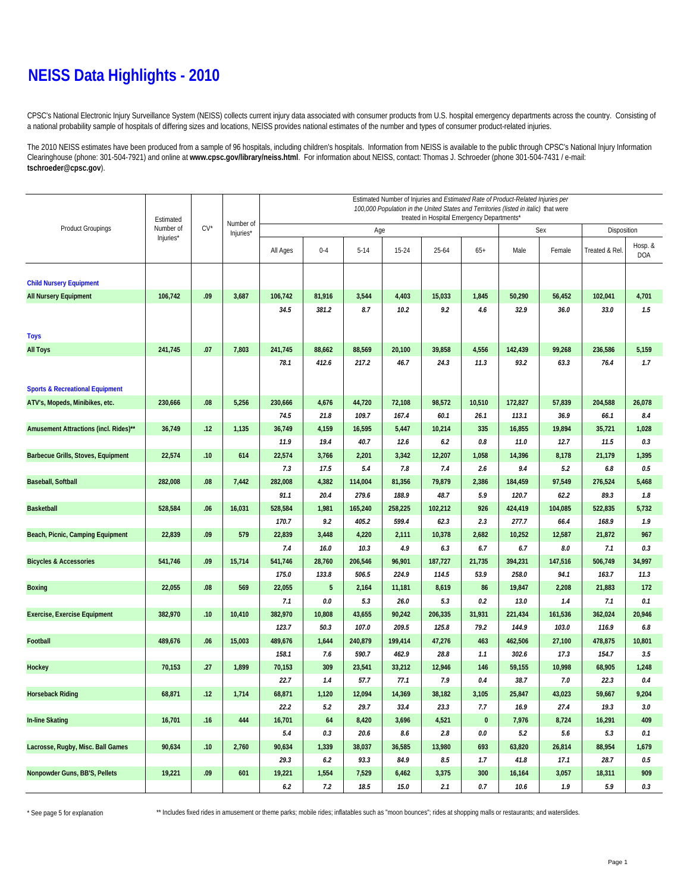# NEISS Data Highlights - 2010

CPSC's National Electronic Injury Surveillance System (NEISS) collects current injury data associated with consumer products from U.S. hospital emergency departments across the country. Consisting of a national probability sample of hospitals of differing sizes and locations, NEISS provides national estimates of the number and types of consumer product-related injuries.

The 2010 NEISS estimates have been produced from a sample of 96 hospitals, including children's hospitals. Information from NEISS is available to the public through CPSC's National Injury Information Clearinghouse (phone: 301-504-7921) and online at **www.cpsc.gov/library/neiss.html**. For information about NEISS, contact: Thomas J. Schroeder (phone 301-504-7431 / e-mail: **tschroeder@cpsc.gov**).

| Product Groupings | Estimated Number of Injuries* | CV* | Number of Injuries* | Estimated Number of Injuries and *Estimated Rate of Product-Related Injuries per 100,000 Population in the United States and Territories (listed in italic)* that were treated in Hospital Emergency Departments* | | | | | | | | | |
|---|---|---|---|---|---|---|---|---|---|---|---|---|---|
| | | | | | Age | | | | | Sex | | Disposition | |
| | | | | All Ages | 0-4 | 5-14 | 15-24 | 25-64 | 65+ | Male | Female | Treated & Rel. | Hosp. & DOA |
| **Child Nursery Equipment** | | | | | | | | | | | | | |
| **All Nursery Equipment** | 106,742 | .09 | 3,687 | 106,742 | 81,916 | 3,544 | 4,403 | 15,033 | 1,845 | 50,290 | 56,452 | 102,041 | 4,701 |
| | | | | *34.5* | *381.2* | *8.7* | *10.2* | *9.2* | *4.6* | *32.9* | *36.0* | *33.0* | *1.5* |
| **Toys** | | | | | | | | | | | | | |
| **All Toys** | 241,745 | .07 | 7,803 | 241,745 | 88,662 | 88,569 | 20,100 | 39,858 | 4,556 | 142,439 | 99,268 | 236,586 | 5,159 |
| | | | | *78.1* | *412.6* | *217.2* | *46.7* | *24.3* | *11.3* | *93.2* | *63.3* | *76.4* | *1.7* |
| **Sports & Recreational Equipment** | | | | | | | | | | | | | |
| **ATV's, Mopeds, Minibikes, etc.** | 230,666 | .08 | 5,256 | 230,666 | 4,676 | 44,720 | 72,108 | 98,572 | 10,510 | 172,827 | 57,839 | 204,588 | 26,078 |
| | | | | *74.5* | *21.8* | *109.7* | *167.4* | *60.1* | *26.1* | *113.1* | *36.9* | *66.1* | *8.4* |
| **Amusement Attractions (incl. Rides)**** | 36,749 | .12 | 1,135 | 36,749 | 4,159 | 16,595 | 5,447 | 10,214 | 335 | 16,855 | 19,894 | 35,721 | 1,028 |
| | | | | *11.9* | *19.4* | *40.7* | *12.6* | *6.2* | *0.8* | *11.0* | *12.7* | *11.5* | *0.3* |
| **Barbecue Grills, Stoves, Equipment** | 22,574 | .10 | 614 | 22,574 | 3,766 | 2,201 | 3,342 | 12,207 | 1,058 | 14,396 | 8,178 | 21,179 | 1,395 |
| | | | | *7.3* | *17.5* | *5.4* | *7.8* | *7.4* | *2.6* | *9.4* | *5.2* | *6.8* | *0.5* |
| **Baseball, Softball** | 282,008 | .08 | 7,442 | 282,008 | 4,382 | 114,004 | 81,356 | 79,879 | 2,386 | 184,459 | 97,549 | 276,524 | 5,468 |
| | | | | *91.1* | *20.4* | *279.6* | *188.9* | *48.7* | *5.9* | *120.7* | *62.2* | *89.3* | *1.8* |
| **Basketball** | 528,584 | .06 | 16,031 | 528,584 | 1,981 | 165,240 | 258,225 | 102,212 | 926 | 424,419 | 104,085 | 522,835 | 5,732 |
| | | | | *170.7* | *9.2* | *405.2* | *599.4* | *62.3* | *2.3* | *277.7* | *66.4* | *168.9* | *1.9* |
| **Beach, Picnic, Camping Equipment** | 22,839 | .09 | 579 | 22,839 | 3,448 | 4,220 | 2,111 | 10,378 | 2,682 | 10,252 | 12,587 | 21,872 | 967 |
| | | | | *7.4* | *16.0* | *10.3* | *4.9* | *6.3* | *6.7* | *6.7* | *8.0* | *7.1* | *0.3* |
| **Bicycles & Accessories** | 541,746 | .09 | 15,714 | 541,746 | 28,760 | 206,546 | 96,901 | 187,727 | 21,735 | 394,231 | 147,516 | 506,749 | 34,997 |
| | | | | *175.0* | *133.8* | *506.5* | *224.9* | *114.5* | *53.9* | *258.0* | *94.1* | *163.7* | *11.3* |
| **Boxing** | 22,055 | .08 | 569 | 22,055 | 5 | 2,164 | 11,181 | 8,619 | 86 | 19,847 | 2,208 | 21,883 | 172 |
| | | | | *7.1* | *0.0* | *5.3* | *26.0* | *5.3* | *0.2* | *13.0* | *1.4* | *7.1* | *0.1* |
| **Exercise, Exercise Equipment** | 382,970 | .10 | 10,410 | 382,970 | 10,808 | 43,655 | 90,242 | 206,335 | 31,931 | 221,434 | 161,536 | 362,024 | 20,946 |
| | | | | *123.7* | *50.3* | *107.0* | *209.5* | *125.8* | *79.2* | *144.9* | *103.0* | *116.9* | *6.8* |
| **Football** | 489,676 | .06 | 15,003 | 489,676 | 1,644 | 240,879 | 199,414 | 47,276 | 463 | 462,506 | 27,100 | 478,875 | 10,801 |
| | | | | *158.1* | *7.6* | *590.7* | *462.9* | *28.8* | *1.1* | *302.6* | *17.3* | *154.7* | *3.5* |
| **Hockey** | 70,153 | .27 | 1,899 | 70,153 | 309 | 23,541 | 33,212 | 12,946 | 146 | 59,155 | 10,998 | 68,905 | 1,248 |
| | | | | *22.7* | *1.4* | *57.7* | *77.1* | *7.9* | *0.4* | *38.7* | *7.0* | *22.3* | *0.4* |
| **Horseback Riding** | 68,871 | .12 | 1,714 | 68,871 | 1,120 | 12,094 | 14,369 | 38,182 | 3,105 | 25,847 | 43,023 | 59,667 | 9,204 |
| | | | | *22.2* | *5.2* | *29.7* | *33.4* | *23.3* | *7.7* | *16.9* | *27.4* | *19.3* | *3.0* |
| **In-line Skating** | 16,701 | .16 | 444 | 16,701 | 64 | 8,420 | 3,696 | 4,521 | 0 | 7,976 | 8,724 | 16,291 | 409 |
| | | | | *5.4* | *0.3* | *20.6* | *8.6* | *2.8* | *0.0* | *5.2* | *5.6* | *5.3* | *0.1* |
| **Lacrosse, Rugby, Misc. Ball Games** | 90,634 | .10 | 2,760 | 90,634 | 1,339 | 38,037 | 36,585 | 13,980 | 693 | 63,820 | 26,814 | 88,954 | 1,679 |
| | | | | *29.3* | *6.2* | *93.3* | *84.9* | *8.5* | *1.7* | *41.8* | *17.1* | *28.7* | *0.5* |
| **Nonpowder Guns, BB'S, Pellets** | 19,221 | .09 | 601 | 19,221 | 1,554 | 7,529 | 6,462 | 3,375 | 300 | 16,164 | 3,057 | 18,311 | 909 |
| | | | | *6.2* | *7.2* | *18.5* | *15.0* | *2.1* | *0.7* | *10.6* | *1.9* | *5.9* | *0.3* |

\* See page 5 for explanation

** Includes fixed rides in amusement or theme parks; mobile rides; inflatables such as "moon bounces"; rides at shopping malls or restaurants; and waterslides.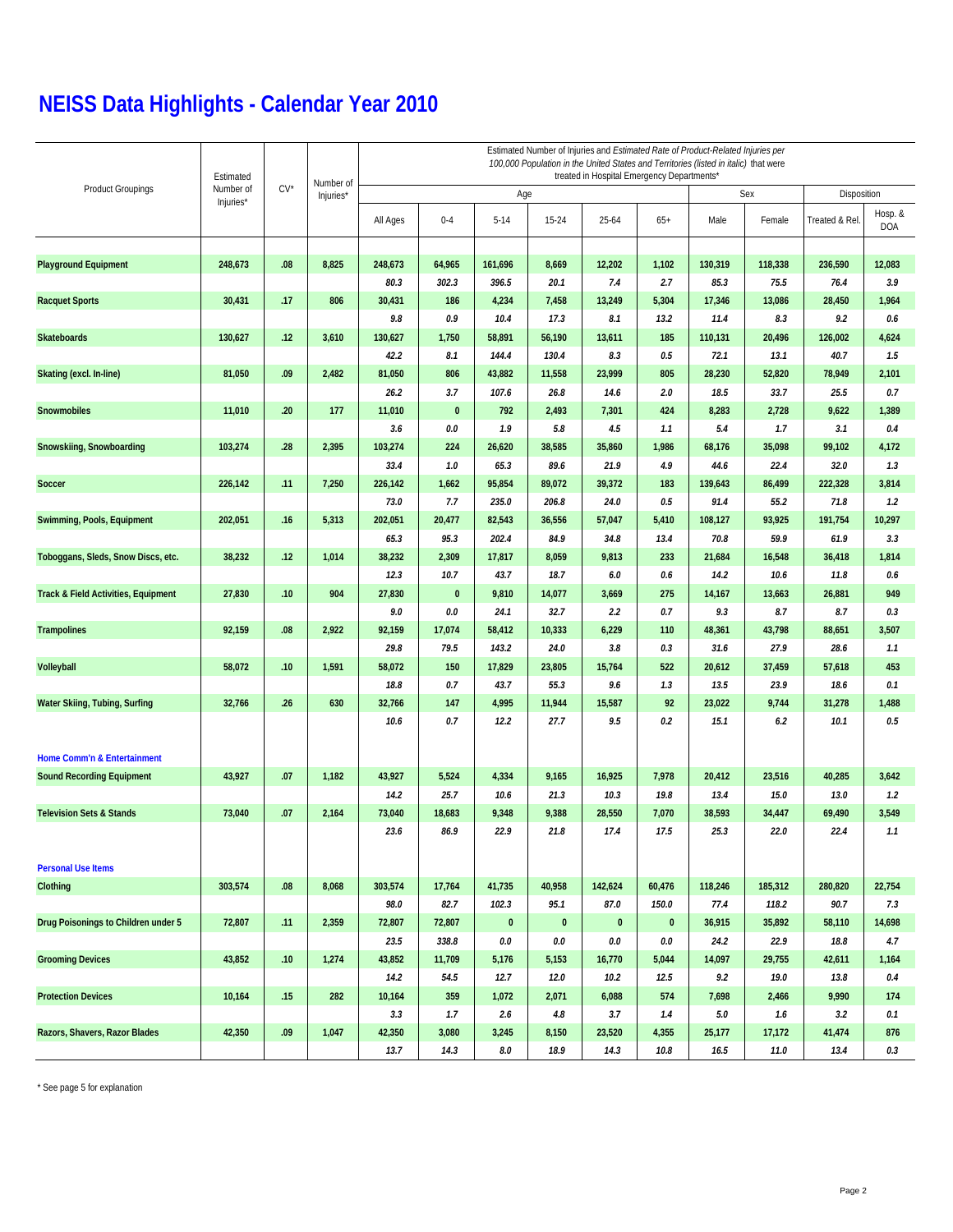# NEISS Data Highlights - Calendar Year 2010

| Product Groupings | Estimated Number of Injuries* | CV* | Number of Injuries* | Estimated Number of Injuries and *Estimated Rate of Product-Related Injuries per 100,000 Population in the United States and Territories (listed in italic)* that were treated in Hospital Emergency Departments* | | | | | | | | | |
|---|---|---|---|---|---|---|---|---|---|---|---|---|---|
| | | | | Age | | | | | | Sex | | Disposition | |
| | | | | All Ages | 0-4 | 5-14 | 15-24 | 25-64 | 65+ | Male | Female | Treated & Rel. | Hosp. & DOA |
| **Playground Equipment** | 248,673 | .08 | 8,825 | 248,673 | 64,965 | 161,696 | 8,669 | 12,202 | 1,102 | 130,319 | 118,338 | 236,590 | 12,083 |
| | | | | *80.3* | *302.3* | *396.5* | *20.1* | *7.4* | *2.7* | *85.3* | *75.5* | *76.4* | *3.9* |
| **Racquet Sports** | 30,431 | .17 | 806 | 30,431 | 186 | 4,234 | 7,458 | 13,249 | 5,304 | 17,346 | 13,086 | 28,450 | 1,964 |
| | | | | *9.8* | *0.9* | *10.4* | *17.3* | *8.1* | *13.2* | *11.4* | *8.3* | *9.2* | *0.6* |
| **Skateboards** | 130,627 | .12 | 3,610 | 130,627 | 1,750 | 58,891 | 56,190 | 13,611 | 185 | 110,131 | 20,496 | 126,002 | 4,624 |
| | | | | *42.2* | *8.1* | *144.4* | *130.4* | *8.3* | *0.5* | *72.1* | *13.1* | *40.7* | *1.5* |
| **Skating (excl. In-line)** | 81,050 | .09 | 2,482 | 81,050 | 806 | 43,882 | 11,558 | 23,999 | 805 | 28,230 | 52,820 | 78,949 | 2,101 |
| | | | | *26.2* | *3.7* | *107.6* | *26.8* | *14.6* | *2.0* | *18.5* | *33.7* | *25.5* | *0.7* |
| **Snowmobiles** | 11,010 | .20 | 177 | 11,010 | 0 | 792 | 2,493 | 7,301 | 424 | 8,283 | 2,728 | 9,622 | 1,389 |
| | | | | *3.6* | *0.0* | *1.9* | *5.8* | *4.5* | *1.1* | *5.4* | *1.7* | *3.1* | *0.4* |
| **Snowskiing, Snowboarding** | 103,274 | .28 | 2,395 | 103,274 | 224 | 26,620 | 38,585 | 35,860 | 1,986 | 68,176 | 35,098 | 99,102 | 4,172 |
| | | | | *33.4* | *1.0* | *65.3* | *89.6* | *21.9* | *4.9* | *44.6* | *22.4* | *32.0* | *1.3* |
| **Soccer** | 226,142 | .11 | 7,250 | 226,142 | 1,662 | 95,854 | 89,072 | 39,372 | 183 | 139,643 | 86,499 | 222,328 | 3,814 |
| | | | | *73.0* | *7.7* | *235.0* | *206.8* | *24.0* | *0.5* | *91.4* | *55.2* | *71.8* | *1.2* |
| **Swimming, Pools, Equipment** | 202,051 | .16 | 5,313 | 202,051 | 20,477 | 82,543 | 36,556 | 57,047 | 5,410 | 108,127 | 93,925 | 191,754 | 10,297 |
| | | | | *65.3* | *95.3* | *202.4* | *84.9* | *34.8* | *13.4* | *70.8* | *59.9* | *61.9* | *3.3* |
| **Toboggans, Sleds, Snow Discs, etc.** | 38,232 | .12 | 1,014 | 38,232 | 2,309 | 17,817 | 8,059 | 9,813 | 233 | 21,684 | 16,548 | 36,418 | 1,814 |
| | | | | *12.3* | *10.7* | *43.7* | *18.7* | *6.0* | *0.6* | *14.2* | *10.6* | *11.8* | *0.6* |
| **Track & Field Activities, Equipment** | 27,830 | .10 | 904 | 27,830 | 0 | 9,810 | 14,077 | 3,669 | 275 | 14,167 | 13,663 | 26,881 | 949 |
| | | | | *9.0* | *0.0* | *24.1* | *32.7* | *2.2* | *0.7* | *9.3* | *8.7* | *8.7* | *0.3* |
| **Trampolines** | 92,159 | .08 | 2,922 | 92,159 | 17,074 | 58,412 | 10,333 | 6,229 | 110 | 48,361 | 43,798 | 88,651 | 3,507 |
| | | | | *29.8* | *79.5* | *143.2* | *24.0* | *3.8* | *0.3* | *31.6* | *27.9* | *28.6* | *1.1* |
| **Volleyball** | 58,072 | .10 | 1,591 | 58,072 | 150 | 17,829 | 23,805 | 15,764 | 522 | 20,612 | 37,459 | 57,618 | 453 |
| | | | | *18.8* | *0.7* | *43.7* | *55.3* | *9.6* | *1.3* | *13.5* | *23.9* | *18.6* | *0.1* |
| **Water Skiing, Tubing, Surfing** | 32,766 | .26 | 630 | 32,766 | 147 | 4,995 | 11,944 | 15,587 | 92 | 23,022 | 9,744 | 31,278 | 1,488 |
| | | | | *10.6* | *0.7* | *12.2* | *27.7* | *9.5* | *0.2* | *15.1* | *6.2* | *10.1* | *0.5* |
| **Home Comm'n & Entertainment** | | | | | | | | | | | | | |
| **Sound Recording Equipment** | 43,927 | .07 | 1,182 | 43,927 | 5,524 | 4,334 | 9,165 | 16,925 | 7,978 | 20,412 | 23,516 | 40,285 | 3,642 |
| | | | | *14.2* | *25.7* | *10.6* | *21.3* | *10.3* | *19.8* | *13.4* | *15.0* | *13.0* | *1.2* |
| **Television Sets & Stands** | 73,040 | .07 | 2,164 | 73,040 | 18,683 | 9,348 | 9,388 | 28,550 | 7,070 | 38,593 | 34,447 | 69,490 | 3,549 |
| | | | | *23.6* | *86.9* | *22.9* | *21.8* | *17.4* | *17.5* | *25.3* | *22.0* | *22.4* | *1.1* |
| **Personal Use Items** | | | | | | | | | | | | | |
| **Clothing** | 303,574 | .08 | 8,068 | 303,574 | 17,764 | 41,735 | 40,958 | 142,624 | 60,476 | 118,246 | 185,312 | 280,820 | 22,754 |
| | | | | *98.0* | *82.7* | *102.3* | *95.1* | *87.0* | *150.0* | *77.4* | *118.2* | *90.7* | *7.3* |
| **Drug Poisonings to Children under 5** | 72,807 | .11 | 2,359 | 72,807 | 72,807 | 0 | 0 | 0 | 0 | 36,915 | 35,892 | 58,110 | 14,698 |
| | | | | *23.5* | *338.8* | *0.0* | *0.0* | *0.0* | *0.0* | *24.2* | *22.9* | *18.8* | *4.7* |
| **Grooming Devices** | 43,852 | .10 | 1,274 | 43,852 | 11,709 | 5,176 | 5,153 | 16,770 | 5,044 | 14,097 | 29,755 | 42,611 | 1,164 |
| | | | | *14.2* | *54.5* | *12.7* | *12.0* | *10.2* | *12.5* | *9.2* | *19.0* | *13.8* | *0.4* |
| **Protection Devices** | 10,164 | .15 | 282 | 10,164 | 359 | 1,072 | 2,071 | 6,088 | 574 | 7,698 | 2,466 | 9,990 | 174 |
| | | | | *3.3* | *1.7* | *2.6* | *4.8* | *3.7* | *1.4* | *5.0* | *1.6* | *3.2* | *0.1* |
| **Razors, Shavers, Razor Blades** | 42,350 | .09 | 1,047 | 42,350 | 3,080 | 3,245 | 8,150 | 23,520 | 4,355 | 25,177 | 17,172 | 41,474 | 876 |
| | | | | *13.7* | *14.3* | *8.0* | *18.9* | *14.3* | *10.8* | *16.5* | *11.0* | *13.4* | *0.3* |

\* See page 5 for explanation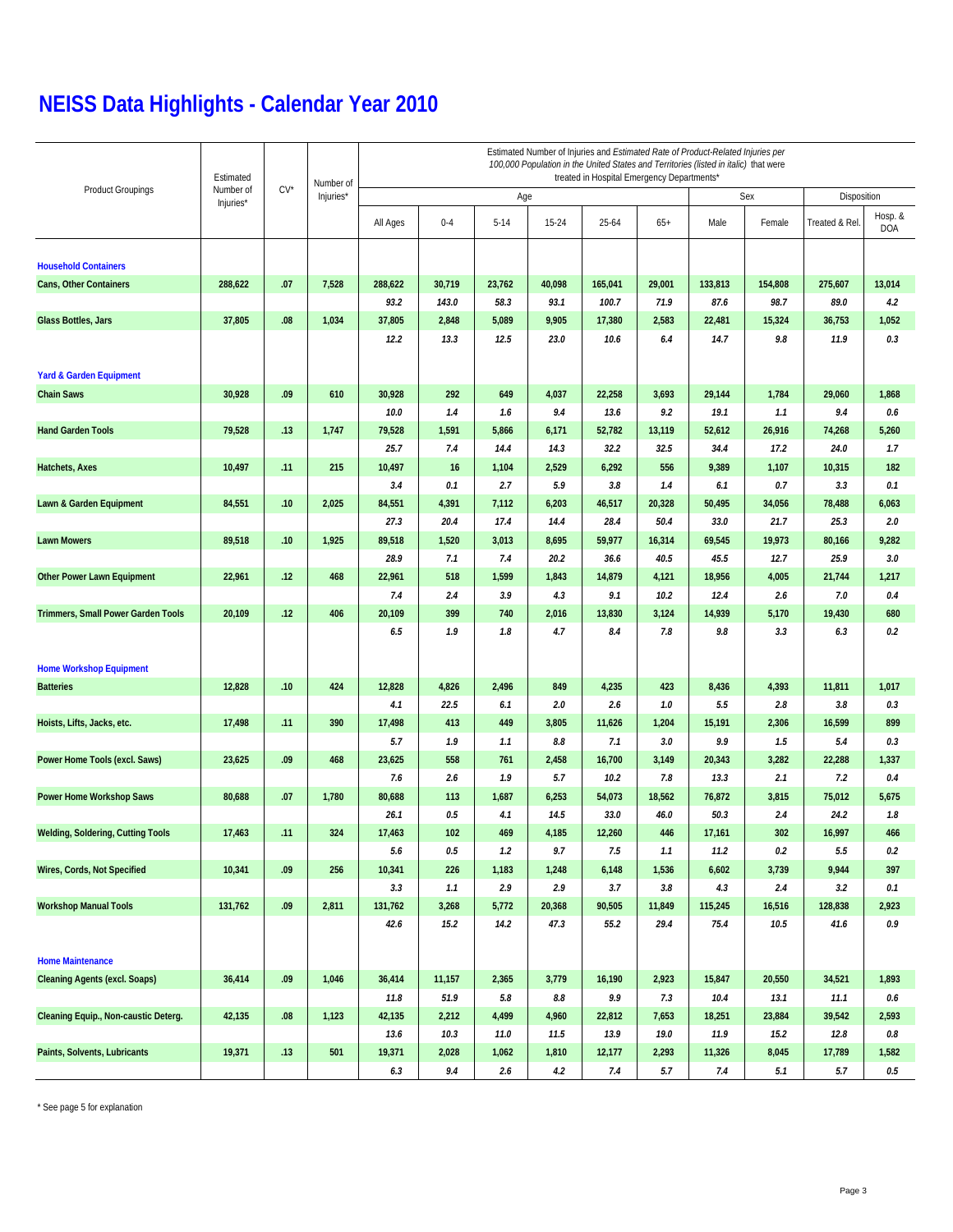# NEISS Data Highlights - Calendar Year 2010

| Product Groupings | Estimated Number of Injuries* | CV* | Number of Injuries* | Estimated Number of Injuries and *Estimated Rate of Product-Related Injuries per 100,000 Population in the United States and Territories (listed in italic)* that were treated in Hospital Emergency Departments* | | | | | | | | | |
|---|---|---|---|---|---|---|---|---|---|---|---|---|---|
| | | | | Age | | | | | | Sex | | Disposition | |
| | | | | All Ages | 0-4 | 5-14 | 15-24 | 25-64 | 65+ | Male | Female | Treated & Rel. | Hosp. & DOA |
| **Household Containers** | | | | | | | | | | | | | |
| **Cans, Other Containers** | 288,622 | .07 | 7,528 | 288,622 | 30,719 | 23,762 | 40,098 | 165,041 | 29,001 | 133,813 | 154,808 | 275,607 | 13,014 |
| | | | | *93.2* | *143.0* | *58.3* | *93.1* | *100.7* | *71.9* | *87.6* | *98.7* | *89.0* | *4.2* |
| **Glass Bottles, Jars** | 37,805 | .08 | 1,034 | 37,805 | 2,848 | 5,089 | 9,905 | 17,380 | 2,583 | 22,481 | 15,324 | 36,753 | 1,052 |
| | | | | *12.2* | *13.3* | *12.5* | *23.0* | *10.6* | *6.4* | *14.7* | *9.8* | *11.9* | *0.3* |
| **Yard & Garden Equipment** | | | | | | | | | | | | | |
| **Chain Saws** | 30,928 | .09 | 610 | 30,928 | 292 | 649 | 4,037 | 22,258 | 3,693 | 29,144 | 1,784 | 29,060 | 1,868 |
| | | | | *10.0* | *1.4* | *1.6* | *9.4* | *13.6* | *9.2* | *19.1* | *1.1* | *9.4* | *0.6* |
| **Hand Garden Tools** | 79,528 | .13 | 1,747 | 79,528 | 1,591 | 5,866 | 6,171 | 52,782 | 13,119 | 52,612 | 26,916 | 74,268 | 5,260 |
| | | | | *25.7* | *7.4* | *14.4* | *14.3* | *32.2* | *32.5* | *34.4* | *17.2* | *24.0* | *1.7* |
| **Hatchets, Axes** | 10,497 | .11 | 215 | 10,497 | 16 | 1,104 | 2,529 | 6,292 | 556 | 9,389 | 1,107 | 10,315 | 182 |
| | | | | *3.4* | *0.1* | *2.7* | *5.9* | *3.8* | *1.4* | *6.1* | *0.7* | *3.3* | *0.1* |
| **Lawn & Garden Equipment** | 84,551 | .10 | 2,025 | 84,551 | 4,391 | 7,112 | 6,203 | 46,517 | 20,328 | 50,495 | 34,056 | 78,488 | 6,063 |
| | | | | *27.3* | *20.4* | *17.4* | *14.4* | *28.4* | *50.4* | *33.0* | *21.7* | *25.3* | *2.0* |
| **Lawn Mowers** | 89,518 | .10 | 1,925 | 89,518 | 1,520 | 3,013 | 8,695 | 59,977 | 16,314 | 69,545 | 19,973 | 80,166 | 9,282 |
| | | | | *28.9* | *7.1* | *7.4* | *20.2* | *36.6* | *40.5* | *45.5* | *12.7* | *25.9* | *3.0* |
| **Other Power Lawn Equipment** | 22,961 | .12 | 468 | 22,961 | 518 | 1,599 | 1,843 | 14,879 | 4,121 | 18,956 | 4,005 | 21,744 | 1,217 |
| | | | | *7.4* | *2.4* | *3.9* | *4.3* | *9.1* | *10.2* | *12.4* | *2.6* | *7.0* | *0.4* |
| **Trimmers, Small Power Garden Tools** | 20,109 | .12 | 406 | 20,109 | 399 | 740 | 2,016 | 13,830 | 3,124 | 14,939 | 5,170 | 19,430 | 680 |
| | | | | *6.5* | *1.9* | *1.8* | *4.7* | *8.4* | *7.8* | *9.8* | *3.3* | *6.3* | *0.2* |
| **Home Workshop Equipment** | | | | | | | | | | | | | |
| **Batteries** | 12,828 | .10 | 424 | 12,828 | 4,826 | 2,496 | 849 | 4,235 | 423 | 8,436 | 4,393 | 11,811 | 1,017 |
| | | | | *4.1* | *22.5* | *6.1* | *2.0* | *2.6* | *1.0* | *5.5* | *2.8* | *3.8* | *0.3* |
| **Hoists, Lifts, Jacks, etc.** | 17,498 | .11 | 390 | 17,498 | 413 | 449 | 3,805 | 11,626 | 1,204 | 15,191 | 2,306 | 16,599 | 899 |
| | | | | *5.7* | *1.9* | *1.1* | *8.8* | *7.1* | *3.0* | *9.9* | *1.5* | *5.4* | *0.3* |
| **Power Home Tools (excl. Saws)** | 23,625 | .09 | 468 | 23,625 | 558 | 761 | 2,458 | 16,700 | 3,149 | 20,343 | 3,282 | 22,288 | 1,337 |
| | | | | *7.6* | *2.6* | *1.9* | *5.7* | *10.2* | *7.8* | *13.3* | *2.1* | *7.2* | *0.4* |
| **Power Home Workshop Saws** | 80,688 | .07 | 1,780 | 80,688 | 113 | 1,687 | 6,253 | 54,073 | 18,562 | 76,872 | 3,815 | 75,012 | 5,675 |
| | | | | *26.1* | *0.5* | *4.1* | *14.5* | *33.0* | *46.0* | *50.3* | *2.4* | *24.2* | *1.8* |
| **Welding, Soldering, Cutting Tools** | 17,463 | .11 | 324 | 17,463 | 102 | 469 | 4,185 | 12,260 | 446 | 17,161 | 302 | 16,997 | 466 |
| | | | | *5.6* | *0.5* | *1.2* | *9.7* | *7.5* | *1.1* | *11.2* | *0.2* | *5.5* | *0.2* |
| **Wires, Cords, Not Specified** | 10,341 | .09 | 256 | 10,341 | 226 | 1,183 | 1,248 | 6,148 | 1,536 | 6,602 | 3,739 | 9,944 | 397 |
| | | | | *3.3* | *1.1* | *2.9* | *2.9* | *3.7* | *3.8* | *4.3* | *2.4* | *3.2* | *0.1* |
| **Workshop Manual Tools** | 131,762 | .09 | 2,811 | 131,762 | 3,268 | 5,772 | 20,368 | 90,505 | 11,849 | 115,245 | 16,516 | 128,838 | 2,923 |
| | | | | *42.6* | *15.2* | *14.2* | *47.3* | *55.2* | *29.4* | *75.4* | *10.5* | *41.6* | *0.9* |
| **Home Maintenance** | | | | | | | | | | | | | |
| **Cleaning Agents (excl. Soaps)** | 36,414 | .09 | 1,046 | 36,414 | 11,157 | 2,365 | 3,779 | 16,190 | 2,923 | 15,847 | 20,550 | 34,521 | 1,893 |
| | | | | *11.8* | *51.9* | *5.8* | *8.8* | *9.9* | *7.3* | *10.4* | *13.1* | *11.1* | *0.6* |
| **Cleaning Equip., Non-caustic Deterg.** | 42,135 | .08 | 1,123 | 42,135 | 2,212 | 4,499 | 4,960 | 22,812 | 7,653 | 18,251 | 23,884 | 39,542 | 2,593 |
| | | | | *13.6* | *10.3* | *11.0* | *11.5* | *13.9* | *19.0* | *11.9* | *15.2* | *12.8* | *0.8* |
| **Paints, Solvents, Lubricants** | 19,371 | .13 | 501 | 19,371 | 2,028 | 1,062 | 1,810 | 12,177 | 2,293 | 11,326 | 8,045 | 17,789 | 1,582 |
| | | | | *6.3* | *9.4* | *2.6* | *4.2* | *7.4* | *5.7* | *7.4* | *5.1* | *5.7* | *0.5* |

* See page 5 for explanation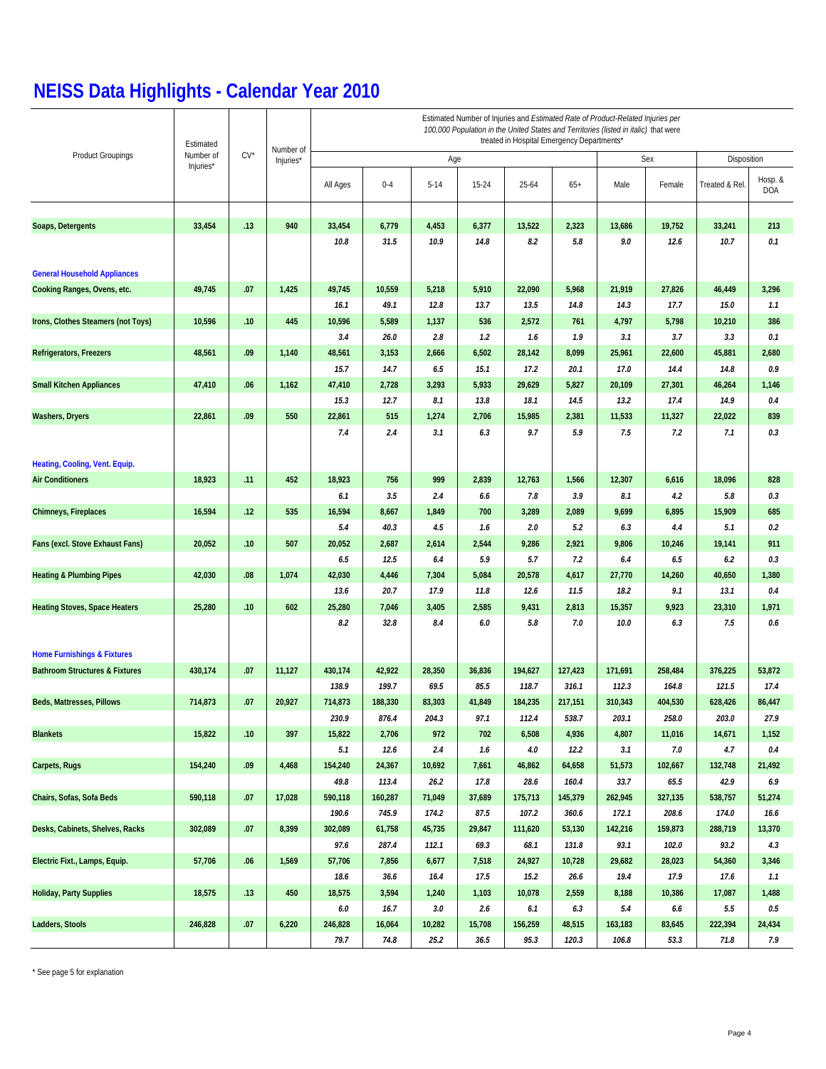# NEISS Data Highlights - Calendar Year 2010

| Product Groupings | Estimated Number of Injuries* | CV* | Number of Injuries* | Estimated Number of Injuries and *Estimated Rate of Product-Related Injuries per 100,000 Population in the United States and Territories (listed in italic)* that were treated in Hospital Emergency Departments* | | | | | | | | | |
|---|---|---|---|---|---|---|---|---|---|---|---|---|---|
| | | | | Age | | | | | | Sex | | Disposition | |
| | | | | All Ages | 0-4 | 5-14 | 15-24 | 25-64 | 65+ | Male | Female | Treated & Rel. | Hosp. & DOA |
| **Soaps, Detergents** | 33,454 | .13 | 940 | 33,454 | 6,779 | 4,453 | 6,377 | 13,522 | 2,323 | 13,686 | 19,752 | 33,241 | 213 |
| | | | | *10.8* | *31.5* | *10.9* | *14.8* | *8.2* | *5.8* | *9.0* | *12.6* | *10.7* | *0.1* |
| **General Household Appliances** | | | | | | | | | | | | | |
| **Cooking Ranges, Ovens, etc.** | 49,745 | .07 | 1,425 | 49,745 | 10,559 | 5,218 | 5,910 | 22,090 | 5,968 | 21,919 | 27,826 | 46,449 | 3,296 |
| | | | | *16.1* | *49.1* | *12.8* | *13.7* | *13.5* | *14.8* | *14.3* | *17.7* | *15.0* | *1.1* |
| **Irons, Clothes Steamers (not Toys)** | 10,596 | .10 | 445 | 10,596 | 5,589 | 1,137 | 536 | 2,572 | 761 | 4,797 | 5,798 | 10,210 | 386 |
| | | | | *3.4* | *26.0* | *2.8* | *1.2* | *1.6* | *1.9* | *3.1* | *3.7* | *3.3* | *0.1* |
| **Refrigerators, Freezers** | 48,561 | .09 | 1,140 | 48,561 | 3,153 | 2,666 | 6,502 | 28,142 | 8,099 | 25,961 | 22,600 | 45,881 | 2,680 |
| | | | | *15.7* | *14.7* | *6.5* | *15.1* | *17.2* | *20.1* | *17.0* | *14.4* | *14.8* | *0.9* |
| **Small Kitchen Appliances** | 47,410 | .06 | 1,162 | 47,410 | 2,728 | 3,293 | 5,933 | 29,629 | 5,827 | 20,109 | 27,301 | 46,264 | 1,146 |
| | | | | *15.3* | *12.7* | *8.1* | *13.8* | *18.1* | *14.5* | *13.2* | *17.4* | *14.9* | *0.4* |
| **Washers, Dryers** | 22,861 | .09 | 550 | 22,861 | 515 | 1,274 | 2,706 | 15,985 | 2,381 | 11,533 | 11,327 | 22,022 | 839 |
| | | | | *7.4* | *2.4* | *3.1* | *6.3* | *9.7* | *5.9* | *7.5* | *7.2* | *7.1* | *0.3* |
| **Heating, Cooling, Vent. Equip.** | | | | | | | | | | | | | |
| **Air Conditioners** | 18,923 | .11 | 452 | 18,923 | 756 | 999 | 2,839 | 12,763 | 1,566 | 12,307 | 6,616 | 18,096 | 828 |
| | | | | *6.1* | *3.5* | *2.4* | *6.6* | *7.8* | *3.9* | *8.1* | *4.2* | *5.8* | *0.3* |
| **Chimneys, Fireplaces** | 16,594 | .12 | 535 | 16,594 | 8,667 | 1,849 | 700 | 3,289 | 2,089 | 9,699 | 6,895 | 15,909 | 685 |
| | | | | *5.4* | *40.3* | *4.5* | *1.6* | *2.0* | *5.2* | *6.3* | *4.4* | *5.1* | *0.2* |
| **Fans (excl. Stove Exhaust Fans)** | 20,052 | .10 | 507 | 20,052 | 2,687 | 2,614 | 2,544 | 9,286 | 2,921 | 9,806 | 10,246 | 19,141 | 911 |
| | | | | *6.5* | *12.5* | *6.4* | *5.9* | *5.7* | *7.2* | *6.4* | *6.5* | *6.2* | *0.3* |
| **Heating & Plumbing Pipes** | 42,030 | .08 | 1,074 | 42,030 | 4,446 | 7,304 | 5,084 | 20,578 | 4,617 | 27,770 | 14,260 | 40,650 | 1,380 |
| | | | | *13.6* | *20.7* | *17.9* | *11.8* | *12.6* | *11.5* | *18.2* | *9.1* | *13.1* | *0.4* |
| **Heating Stoves, Space Heaters** | 25,280 | .10 | 602 | 25,280 | 7,046 | 3,405 | 2,585 | 9,431 | 2,813 | 15,357 | 9,923 | 23,310 | 1,971 |
| | | | | *8.2* | *32.8* | *8.4* | *6.0* | *5.8* | *7.0* | *10.0* | *6.3* | *7.5* | *0.6* |
| **Home Furnishings & Fixtures** | | | | | | | | | | | | | |
| **Bathroom Structures & Fixtures** | 430,174 | .07 | 11,127 | 430,174 | 42,922 | 28,350 | 36,836 | 194,627 | 127,423 | 171,691 | 258,484 | 376,225 | 53,872 |
| | | | | *138.9* | *199.7* | *69.5* | *85.5* | *118.7* | *316.1* | *112.3* | *164.8* | *121.5* | *17.4* |
| **Beds, Mattresses, Pillows** | 714,873 | .07 | 20,927 | 714,873 | 188,330 | 83,303 | 41,849 | 184,235 | 217,151 | 310,343 | 404,530 | 628,426 | 86,447 |
| | | | | *230.9* | *876.4* | *204.3* | *97.1* | *112.4* | *538.7* | *203.1* | *258.0* | *203.0* | *27.9* |
| **Blankets** | 15,822 | .10 | 397 | 15,822 | 2,706 | 972 | 702 | 6,508 | 4,936 | 4,807 | 11,016 | 14,671 | 1,152 |
| | | | | *5.1* | *12.6* | *2.4* | *1.6* | *4.0* | *12.2* | *3.1* | *7.0* | *4.7* | *0.4* |
| **Carpets, Rugs** | 154,240 | .09 | 4,468 | 154,240 | 24,367 | 10,692 | 7,661 | 46,862 | 64,658 | 51,573 | 102,667 | 132,748 | 21,492 |
| | | | | *49.8* | *113.4* | *26.2* | *17.8* | *28.6* | *160.4* | *33.7* | *65.5* | *42.9* | *6.9* |
| **Chairs, Sofas, Sofa Beds** | 590,118 | .07 | 17,028 | 590,118 | 160,287 | 71,049 | 37,689 | 175,713 | 145,379 | 262,945 | 327,135 | 538,757 | 51,274 |
| | | | | *190.6* | *745.9* | *174.2* | *87.5* | *107.2* | *360.6* | *172.1* | *208.6* | *174.0* | *16.6* |
| **Desks, Cabinets, Shelves, Racks** | 302,089 | .07 | 8,399 | 302,089 | 61,758 | 45,735 | 29,847 | 111,620 | 53,130 | 142,216 | 159,873 | 288,719 | 13,370 |
| | | | | *97.6* | *287.4* | *112.1* | *69.3* | *68.1* | *131.8* | *93.1* | *102.0* | *93.2* | *4.3* |
| **Electric Fixt., Lamps, Equip.** | 57,706 | .06 | 1,569 | 57,706 | 7,856 | 6,677 | 7,518 | 24,927 | 10,728 | 29,682 | 28,023 | 54,360 | 3,346 |
| | | | | *18.6* | *36.6* | *16.4* | *17.5* | *15.2* | *26.6* | *19.4* | *17.9* | *17.6* | *1.1* |
| **Holiday, Party Supplies** | 18,575 | .13 | 450 | 18,575 | 3,594 | 1,240 | 1,103 | 10,078 | 2,559 | 8,188 | 10,386 | 17,087 | 1,488 |
| | | | | *6.0* | *16.7* | *3.0* | *2.6* | *6.1* | *6.3* | *5.4* | *6.6* | *5.5* | *0.5* |
| **Ladders, Stools** | 246,828 | .07 | 6,220 | 246,828 | 16,064 | 10,282 | 15,708 | 156,259 | 48,515 | 163,183 | 83,645 | 222,394 | 24,434 |
| | | | | *79.7* | *74.8* | *25.2* | *36.5* | *95.3* | *120.3* | *106.8* | *53.3* | *71.8* | *7.9* |

* See page 5 for explanation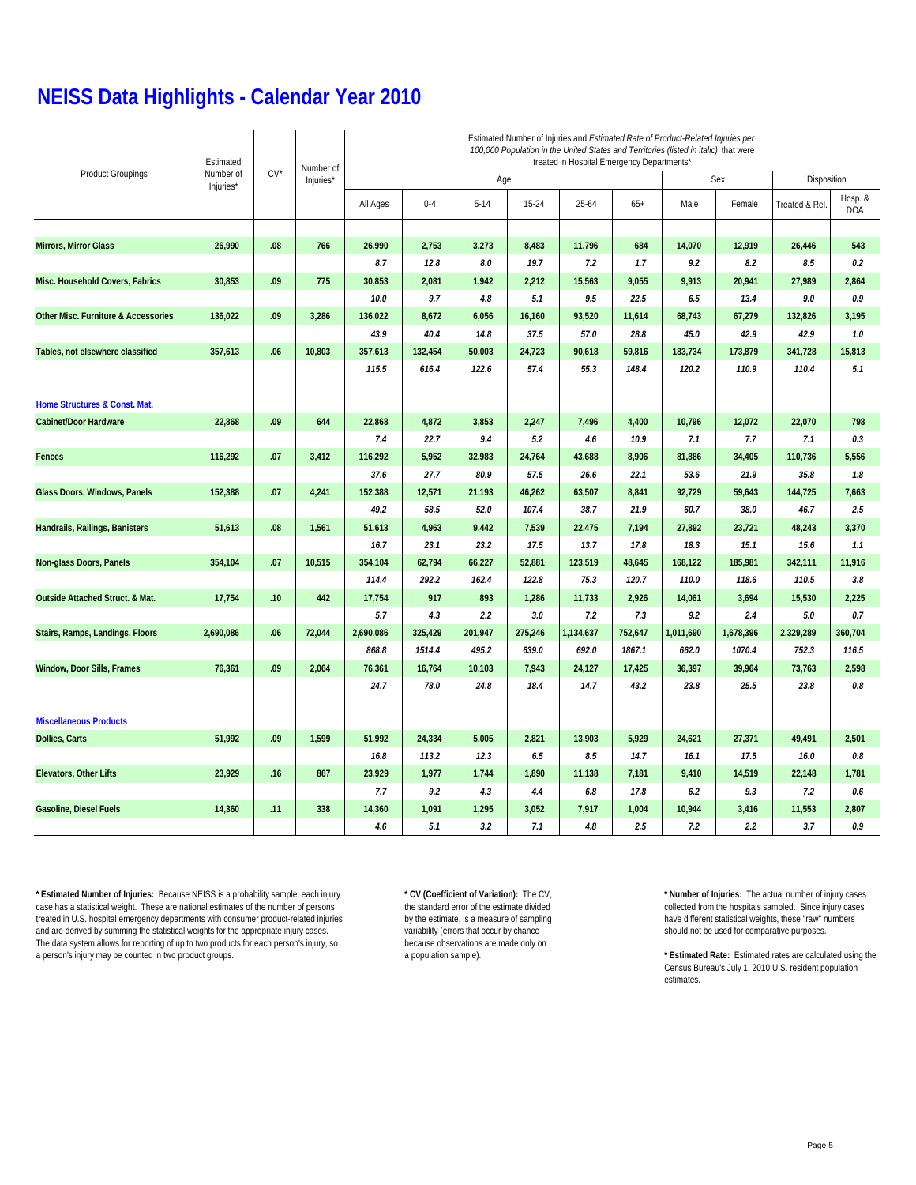# NEISS Data Highlights - Calendar Year 2010

| Product Groupings | Estimated Number of Injuries* | CV* | Number of Injuries* | Estimated Number of Injuries and *Estimated Rate of Product-Related Injuries per 100,000 Population in the United States and Territories (listed in italic)* that were treated in Hospital Emergency Departments* | | | | | | | | | |
|---|---|---|---|---|---|---|---|---|---|---|---|---|---|
| | | | | Age | | | | | | Sex | | Disposition | |
| | | | | All Ages | 0-4 | 5-14 | 15-24 | 25-64 | 65+ | Male | Female | Treated & Rel. | Hosp. & DOA |
| **Mirrors, Mirror Glass** | 26,990 | .08 | 766 | 26,990 | 2,753 | 3,273 | 8,483 | 11,796 | 684 | 14,070 | 12,919 | 26,446 | 543 |
| | | | | *8.7* | *12.8* | *8.0* | *19.7* | *7.2* | *1.7* | *9.2* | *8.2* | *8.5* | *0.2* |
| **Misc. Household Covers, Fabrics** | 30,853 | .09 | 775 | 30,853 | 2,081 | 1,942 | 2,212 | 15,563 | 9,055 | 9,913 | 20,941 | 27,989 | 2,864 |
| | | | | *10.0* | *9.7* | *4.8* | *5.1* | *9.5* | *22.5* | *6.5* | *13.4* | *9.0* | *0.9* |
| **Other Misc. Furniture & Accessories** | 136,022 | .09 | 3,286 | 136,022 | 8,672 | 6,056 | 16,160 | 93,520 | 11,614 | 68,743 | 67,279 | 132,826 | 3,195 |
| | | | | *43.9* | *40.4* | *14.8* | *37.5* | *57.0* | *28.8* | *45.0* | *42.9* | *42.9* | *1.0* |
| **Tables, not elsewhere classified** | 357,613 | .06 | 10,803 | 357,613 | 132,454 | 50,003 | 24,723 | 90,618 | 59,816 | 183,734 | 173,879 | 341,728 | 15,813 |
| | | | | *115.5* | *616.4* | *122.6* | *57.4* | *55.3* | *148.4* | *120.2* | *110.9* | *110.4* | *5.1* |
| **Home Structures & Const. Mat.** | | | | | | | | | | | | | |
| **Cabinet/Door Hardware** | 22,868 | .09 | 644 | 22,868 | 4,872 | 3,853 | 2,247 | 7,496 | 4,400 | 10,796 | 12,072 | 22,070 | 798 |
| | | | | *7.4* | *22.7* | *9.4* | *5.2* | *4.6* | *10.9* | *7.1* | *7.7* | *7.1* | *0.3* |
| **Fences** | 116,292 | .07 | 3,412 | 116,292 | 5,952 | 32,983 | 24,764 | 43,688 | 8,906 | 81,886 | 34,405 | 110,736 | 5,556 |
| | | | | *37.6* | *27.7* | *80.9* | *57.5* | *26.6* | *22.1* | *53.6* | *21.9* | *35.8* | *1.8* |
| **Glass Doors, Windows, Panels** | 152,388 | .07 | 4,241 | 152,388 | 12,571 | 21,193 | 46,262 | 63,507 | 8,841 | 92,729 | 59,643 | 144,725 | 7,663 |
| | | | | *49.2* | *58.5* | *52.0* | *107.4* | *38.7* | *21.9* | *60.7* | *38.0* | *46.7* | *2.5* |
| **Handrails, Railings, Banisters** | 51,613 | .08 | 1,561 | 51,613 | 4,963 | 9,442 | 7,539 | 22,475 | 7,194 | 27,892 | 23,721 | 48,243 | 3,370 |
| | | | | *16.7* | *23.1* | *23.2* | *17.5* | *13.7* | *17.8* | *18.3* | *15.1* | *15.6* | *1.1* |
| **Non-glass Doors, Panels** | 354,104 | .07 | 10,515 | 354,104 | 62,794 | 66,227 | 52,881 | 123,519 | 48,645 | 168,122 | 185,981 | 342,111 | 11,916 |
| | | | | *114.4* | *292.2* | *162.4* | *122.8* | *75.3* | *120.7* | *110.0* | *118.6* | *110.5* | *3.8* |
| **Outside Attached Struct. & Mat.** | 17,754 | .10 | 442 | 17,754 | 917 | 893 | 1,286 | 11,733 | 2,926 | 14,061 | 3,694 | 15,530 | 2,225 |
| | | | | *5.7* | *4.3* | *2.2* | *3.0* | *7.2* | *7.3* | *9.2* | *2.4* | *5.0* | *0.7* |
| **Stairs, Ramps, Landings, Floors** | 2,690,086 | .06 | 72,044 | 2,690,086 | 325,429 | 201,947 | 275,246 | 1,134,637 | 752,647 | 1,011,690 | 1,678,396 | 2,329,289 | 360,704 |
| | | | | *868.8* | *1514.4* | *495.2* | *639.0* | *692.0* | *1867.1* | *662.0* | *1070.4* | *752.3* | *116.5* |
| **Window, Door Sills, Frames** | 76,361 | .09 | 2,064 | 76,361 | 16,764 | 10,103 | 7,943 | 24,127 | 17,425 | 36,397 | 39,964 | 73,763 | 2,598 |
| | | | | *24.7* | *78.0* | *24.8* | *18.4* | *14.7* | *43.2* | *23.8* | *25.5* | *23.8* | *0.8* |
| **Miscellaneous Products** | | | | | | | | | | | | | |
| **Dollies, Carts** | 51,992 | .09 | 1,599 | 51,992 | 24,334 | 5,005 | 2,821 | 13,903 | 5,929 | 24,621 | 27,371 | 49,491 | 2,501 |
| | | | | *16.8* | *113.2* | *12.3* | *6.5* | *8.5* | *14.7* | *16.1* | *17.5* | *16.0* | *0.8* |
| **Elevators, Other Lifts** | 23,929 | .16 | 867 | 23,929 | 1,977 | 1,744 | 1,890 | 11,138 | 7,181 | 9,410 | 14,519 | 22,148 | 1,781 |
| | | | | *7.7* | *9.2* | *4.3* | *4.4* | *6.8* | *17.8* | *6.2* | *9.3* | *7.2* | *0.6* |
| **Gasoline, Diesel Fuels** | 14,360 | .11 | 338 | 14,360 | 1,091 | 1,295 | 3,052 | 7,917 | 1,004 | 10,944 | 3,416 | 11,553 | 2,807 |
| | | | | *4.6* | *5.1* | *3.2* | *7.1* | *4.8* | *2.5* | *7.2* | *2.2* | *3.7* | *0.9* |

**\* Estimated Number of Injuries:** Because NEISS is a probability sample, each injury case has a statistical weight. These are national estimates of the number of persons treated in U.S. hospital emergency departments with consumer product-related injuries and are derived by summing the statistical weights for the appropriate injury cases. The data system allows for reporting of up to two products for each person's injury, so a person's injury may be counted in two product groups.

**\* CV (Coefficient of Variation):** The CV, the standard error of the estimate divided by the estimate, is a measure of sampling variability (errors that occur by chance because observations are made only on a population sample).

**\* Number of Injuries:** The actual number of injury cases collected from the hospitals sampled. Since injury cases have different statistical weights, these "raw" numbers should not be used for comparative purposes.

**\* Estimated Rate:** Estimated rates are calculated using the Census Bureau's July 1, 2010 U.S. resident population estimates.